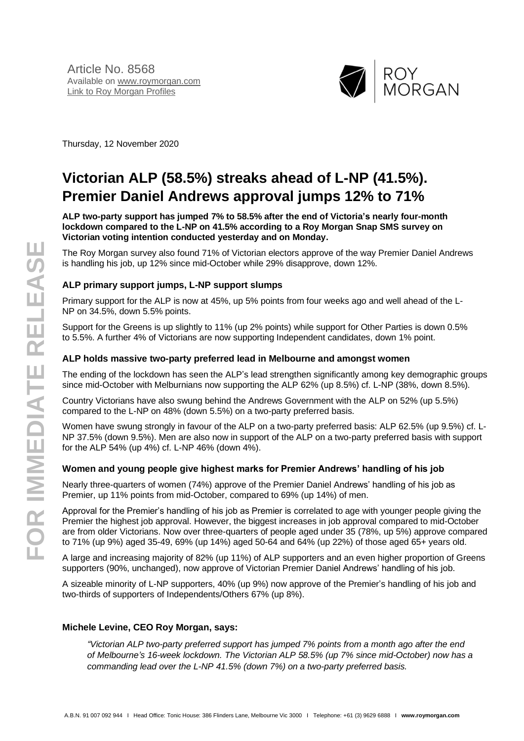Article No. 8568
Available on www.roymorgan.com
Link to Roy Morgan Profiles

Thursday, 12 November 2020

# Victorian ALP (58.5%) streaks ahead of L-NP (41.5%). Premier Daniel Andrews approval jumps 12% to 71%

**ALP two-party support has jumped 7% to 58.5% after the end of Victoria's nearly four-month lockdown compared to the L-NP on 41.5% according to a Roy Morgan Snap SMS survey on Victorian voting intention conducted yesterday and on Monday.**

The Roy Morgan survey also found 71% of Victorian electors approve of the way Premier Daniel Andrews is handling his job, up 12% since mid-October while 29% disapprove, down 12%.

### ALP primary support jumps, L-NP support slumps

Primary support for the ALP is now at 45%, up 5% points from four weeks ago and well ahead of the L-NP on 34.5%, down 5.5% points.

Support for the Greens is up slightly to 11% (up 2% points) while support for Other Parties is down 0.5% to 5.5%. A further 4% of Victorians are now supporting Independent candidates, down 1% point.

### ALP holds massive two-party preferred lead in Melbourne and amongst women

The ending of the lockdown has seen the ALP's lead strengthen significantly among key demographic groups since mid-October with Melburnians now supporting the ALP 62% (up 8.5%) cf. L-NP (38%, down 8.5%).

Country Victorians have also swung behind the Andrews Government with the ALP on 52% (up 5.5%) compared to the L-NP on 48% (down 5.5%) on a two-party preferred basis.

Women have swung strongly in favour of the ALP on a two-party preferred basis: ALP 62.5% (up 9.5%) cf. L-NP 37.5% (down 9.5%). Men are also now in support of the ALP on a two-party preferred basis with support for the ALP 54% (up 4%) cf. L-NP 46% (down 4%).

### Women and young people give highest marks for Premier Andrews' handling of his job

Nearly three-quarters of women (74%) approve of the Premier Daniel Andrews' handling of his job as Premier, up 11% points from mid-October, compared to 69% (up 14%) of men.

Approval for the Premier's handling of his job as Premier is correlated to age with younger people giving the Premier the highest job approval. However, the biggest increases in job approval compared to mid-October are from older Victorians. Now over three-quarters of people aged under 35 (78%, up 5%) approve compared to 71% (up 9%) aged 35-49, 69% (up 14%) aged 50-64 and 64% (up 22%) of those aged 65+ years old.

A large and increasing majority of 82% (up 11%) of ALP supporters and an even higher proportion of Greens supporters (90%, unchanged), now approve of Victorian Premier Daniel Andrews' handling of his job.

A sizeable minority of L-NP supporters, 40% (up 9%) now approve of the Premier's handling of his job and two-thirds of supporters of Independents/Others 67% (up 8%).

### Michele Levine, CEO Roy Morgan, says:

*"Victorian ALP two-party preferred support has jumped 7% points from a month ago after the end of Melbourne's 16-week lockdown. The Victorian ALP 58.5% (up 7% since mid-October) now has a commanding lead over the L-NP 41.5% (down 7%) on a two-party preferred basis.*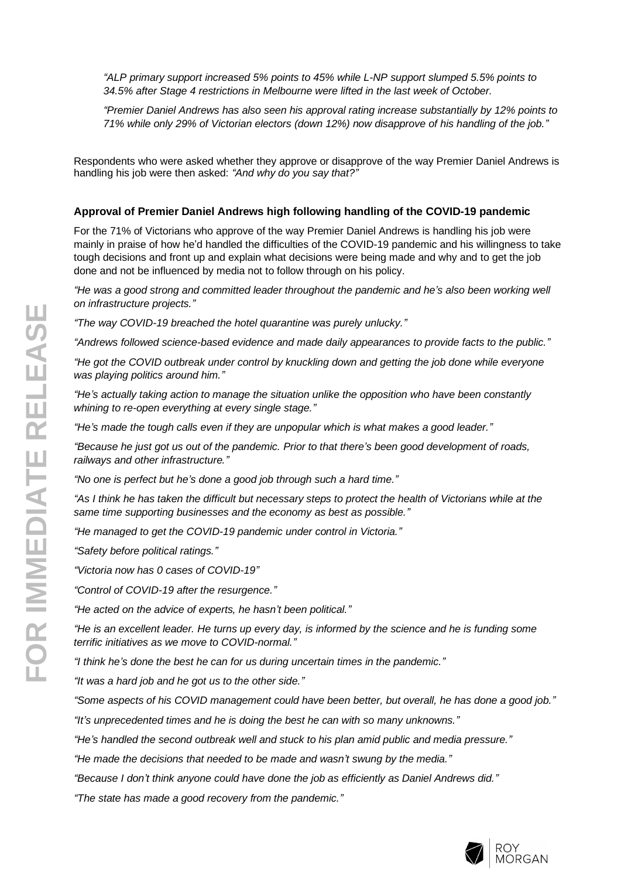*"ALP primary support increased 5% points to 45% while L-NP support slumped 5.5% points to 34.5% after Stage 4 restrictions in Melbourne were lifted in the last week of October.*

*"Premier Daniel Andrews has also seen his approval rating increase substantially by 12% points to 71% while only 29% of Victorian electors (down 12%) now disapprove of his handling of the job."*

Respondents who were asked whether they approve or disapprove of the way Premier Daniel Andrews is handling his job were then asked: *"And why do you say that?"*

**Approval of Premier Daniel Andrews high following handling of the COVID-19 pandemic**

For the 71% of Victorians who approve of the way Premier Daniel Andrews is handling his job were mainly in praise of how he'd handled the difficulties of the COVID-19 pandemic and his willingness to take tough decisions and front up and explain what decisions were being made and why and to get the job done and not be influenced by media not to follow through on his policy.

*"He was a good strong and committed leader throughout the pandemic and he's also been working well on infrastructure projects."*

*"The way COVID-19 breached the hotel quarantine was purely unlucky."*

*"Andrews followed science-based evidence and made daily appearances to provide facts to the public."*

*"He got the COVID outbreak under control by knuckling down and getting the job done while everyone was playing politics around him."*

*"He's actually taking action to manage the situation unlike the opposition who have been constantly whining to re-open everything at every single stage."*

*"He's made the tough calls even if they are unpopular which is what makes a good leader."*

*"Because he just got us out of the pandemic. Prior to that there's been good development of roads, railways and other infrastructure."*

*"No one is perfect but he's done a good job through such a hard time."*

*"As I think he has taken the difficult but necessary steps to protect the health of Victorians while at the same time supporting businesses and the economy as best as possible."*

*"He managed to get the COVID-19 pandemic under control in Victoria."*

*"Safety before political ratings."*

*"Victoria now has 0 cases of COVID-19"*

*"Control of COVID-19 after the resurgence."*

*"He acted on the advice of experts, he hasn't been political."*

*"He is an excellent leader. He turns up every day, is informed by the science and he is funding some terrific initiatives as we move to COVID-normal."*

*"I think he's done the best he can for us during uncertain times in the pandemic."*

*"It was a hard job and he got us to the other side."*

*"Some aspects of his COVID management could have been better, but overall, he has done a good job."*

*"It's unprecedented times and he is doing the best he can with so many unknowns."*

*"He's handled the second outbreak well and stuck to his plan amid public and media pressure."*

*"He made the decisions that needed to be made and wasn't swung by the media."*

*"Because I don't think anyone could have done the job as efficiently as Daniel Andrews did."*

*"The state has made a good recovery from the pandemic."*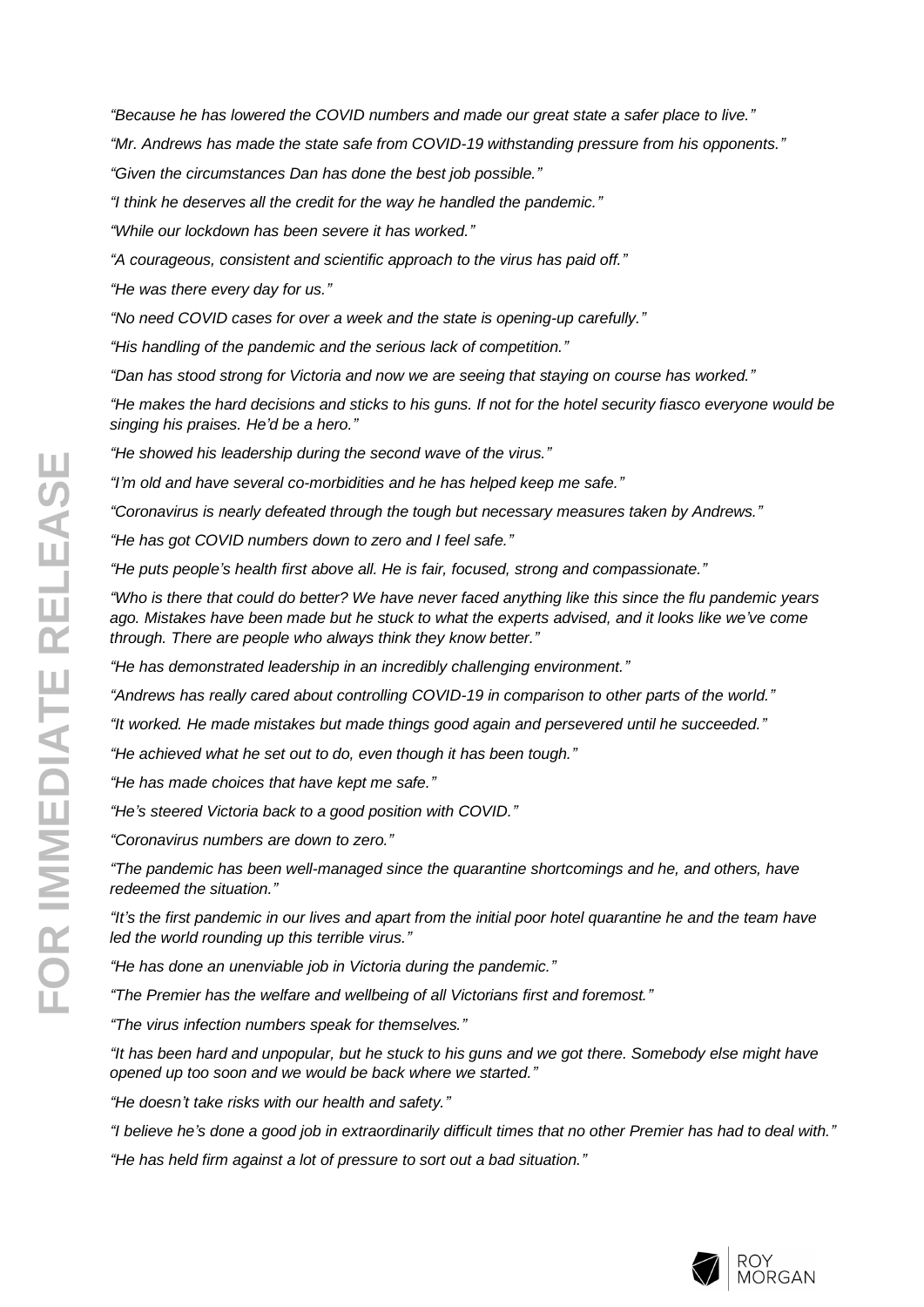*"Because he has lowered the COVID numbers and made our great state a safer place to live."*

*"Mr. Andrews has made the state safe from COVID-19 withstanding pressure from his opponents."*

*"Given the circumstances Dan has done the best job possible."*

*"I think he deserves all the credit for the way he handled the pandemic."*

*"While our lockdown has been severe it has worked."*

*"A courageous, consistent and scientific approach to the virus has paid off."*

*"He was there every day for us."*

*"No need COVID cases for over a week and the state is opening-up carefully."*

*"His handling of the pandemic and the serious lack of competition."*

*"Dan has stood strong for Victoria and now we are seeing that staying on course has worked."*

*"He makes the hard decisions and sticks to his guns. If not for the hotel security fiasco everyone would be singing his praises. He'd be a hero."*

*"He showed his leadership during the second wave of the virus."*

*"I'm old and have several co-morbidities and he has helped keep me safe."*

*"Coronavirus is nearly defeated through the tough but necessary measures taken by Andrews."*

*"He has got COVID numbers down to zero and I feel safe."*

*"He puts people's health first above all. He is fair, focused, strong and compassionate."*

*"Who is there that could do better? We have never faced anything like this since the flu pandemic years ago. Mistakes have been made but he stuck to what the experts advised, and it looks like we've come through. There are people who always think they know better."*

*"He has demonstrated leadership in an incredibly challenging environment."*

*"Andrews has really cared about controlling COVID-19 in comparison to other parts of the world."*

*"It worked. He made mistakes but made things good again and persevered until he succeeded."*

*"He achieved what he set out to do, even though it has been tough."*

*"He has made choices that have kept me safe."*

*"He's steered Victoria back to a good position with COVID."*

*"Coronavirus numbers are down to zero."*

*"The pandemic has been well-managed since the quarantine shortcomings and he, and others, have redeemed the situation."*

*"It's the first pandemic in our lives and apart from the initial poor hotel quarantine he and the team have led the world rounding up this terrible virus."*

*"He has done an unenviable job in Victoria during the pandemic."*

*"The Premier has the welfare and wellbeing of all Victorians first and foremost."*

*"The virus infection numbers speak for themselves."*

*"It has been hard and unpopular, but he stuck to his guns and we got there. Somebody else might have opened up too soon and we would be back where we started."*

*"He doesn't take risks with our health and safety."*

*"I believe he's done a good job in extraordinarily difficult times that no other Premier has had to deal with."*

*"He has held firm against a lot of pressure to sort out a bad situation."*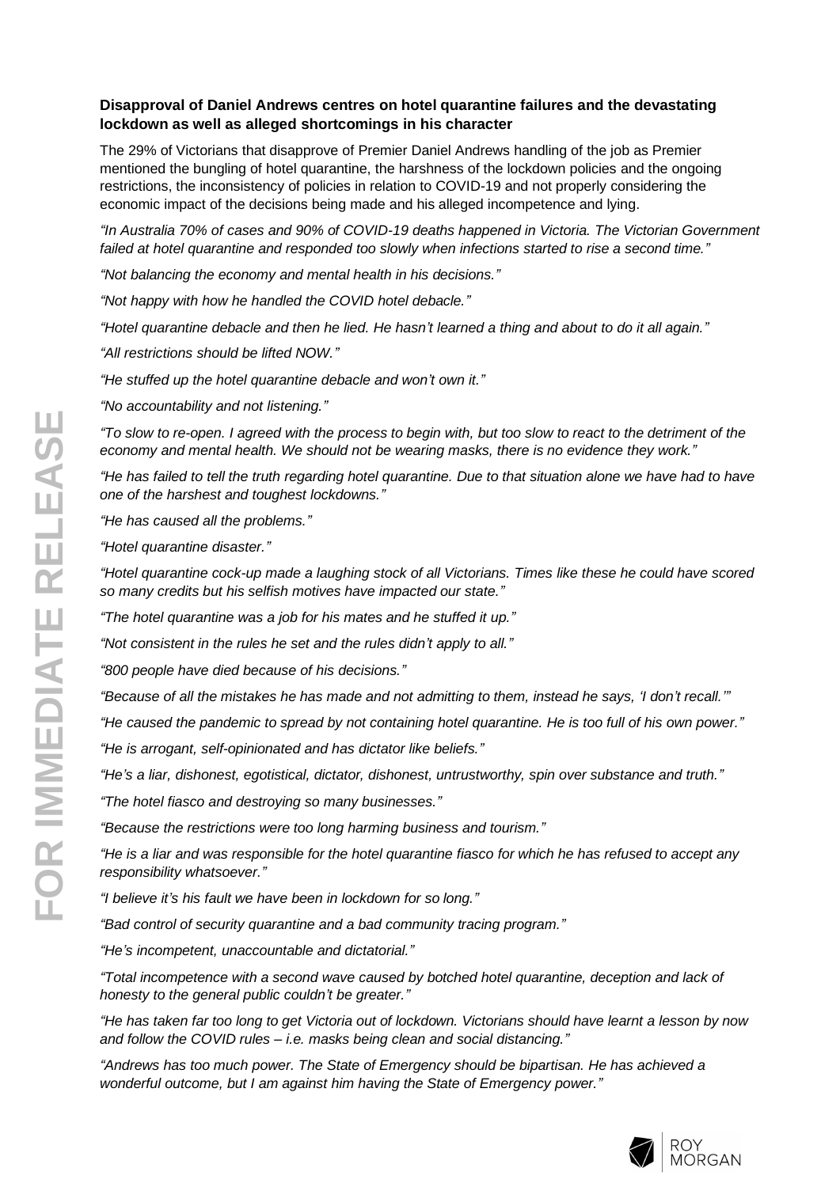**Disapproval of Daniel Andrews centres on hotel quarantine failures and the devastating lockdown as well as alleged shortcomings in his character**

The 29% of Victorians that disapprove of Premier Daniel Andrews handling of the job as Premier mentioned the bungling of hotel quarantine, the harshness of the lockdown policies and the ongoing restrictions, the inconsistency of policies in relation to COVID-19 and not properly considering the economic impact of the decisions being made and his alleged incompetence and lying.

*"In Australia 70% of cases and 90% of COVID-19 deaths happened in Victoria. The Victorian Government failed at hotel quarantine and responded too slowly when infections started to rise a second time."*

*"Not balancing the economy and mental health in his decisions."*

*"Not happy with how he handled the COVID hotel debacle."*

*"Hotel quarantine debacle and then he lied. He hasn't learned a thing and about to do it all again."*

*"All restrictions should be lifted NOW."*

*"He stuffed up the hotel quarantine debacle and won't own it."*

*"No accountability and not listening."*

*"To slow to re-open. I agreed with the process to begin with, but too slow to react to the detriment of the economy and mental health. We should not be wearing masks, there is no evidence they work."*

*"He has failed to tell the truth regarding hotel quarantine. Due to that situation alone we have had to have one of the harshest and toughest lockdowns."*

*"He has caused all the problems."*

*"Hotel quarantine disaster."*

*"Hotel quarantine cock-up made a laughing stock of all Victorians. Times like these he could have scored so many credits but his selfish motives have impacted our state."*

*"The hotel quarantine was a job for his mates and he stuffed it up."*

*"Not consistent in the rules he set and the rules didn't apply to all."*

*"800 people have died because of his decisions."*

*"Because of all the mistakes he has made and not admitting to them, instead he says, 'I don't recall.'"*

*"He caused the pandemic to spread by not containing hotel quarantine. He is too full of his own power."*

*"He is arrogant, self-opinionated and has dictator like beliefs."*

*"He's a liar, dishonest, egotistical, dictator, dishonest, untrustworthy, spin over substance and truth."*

*"The hotel fiasco and destroying so many businesses."*

*"Because the restrictions were too long harming business and tourism."*

*"He is a liar and was responsible for the hotel quarantine fiasco for which he has refused to accept any responsibility whatsoever."*

*"I believe it's his fault we have been in lockdown for so long."*

*"Bad control of security quarantine and a bad community tracing program."*

*"He's incompetent, unaccountable and dictatorial."*

*"Total incompetence with a second wave caused by botched hotel quarantine, deception and lack of honesty to the general public couldn't be greater."*

*"He has taken far too long to get Victoria out of lockdown. Victorians should have learnt a lesson by now and follow the COVID rules – i.e. masks being clean and social distancing."*

*"Andrews has too much power. The State of Emergency should be bipartisan. He has achieved a wonderful outcome, but I am against him having the State of Emergency power."*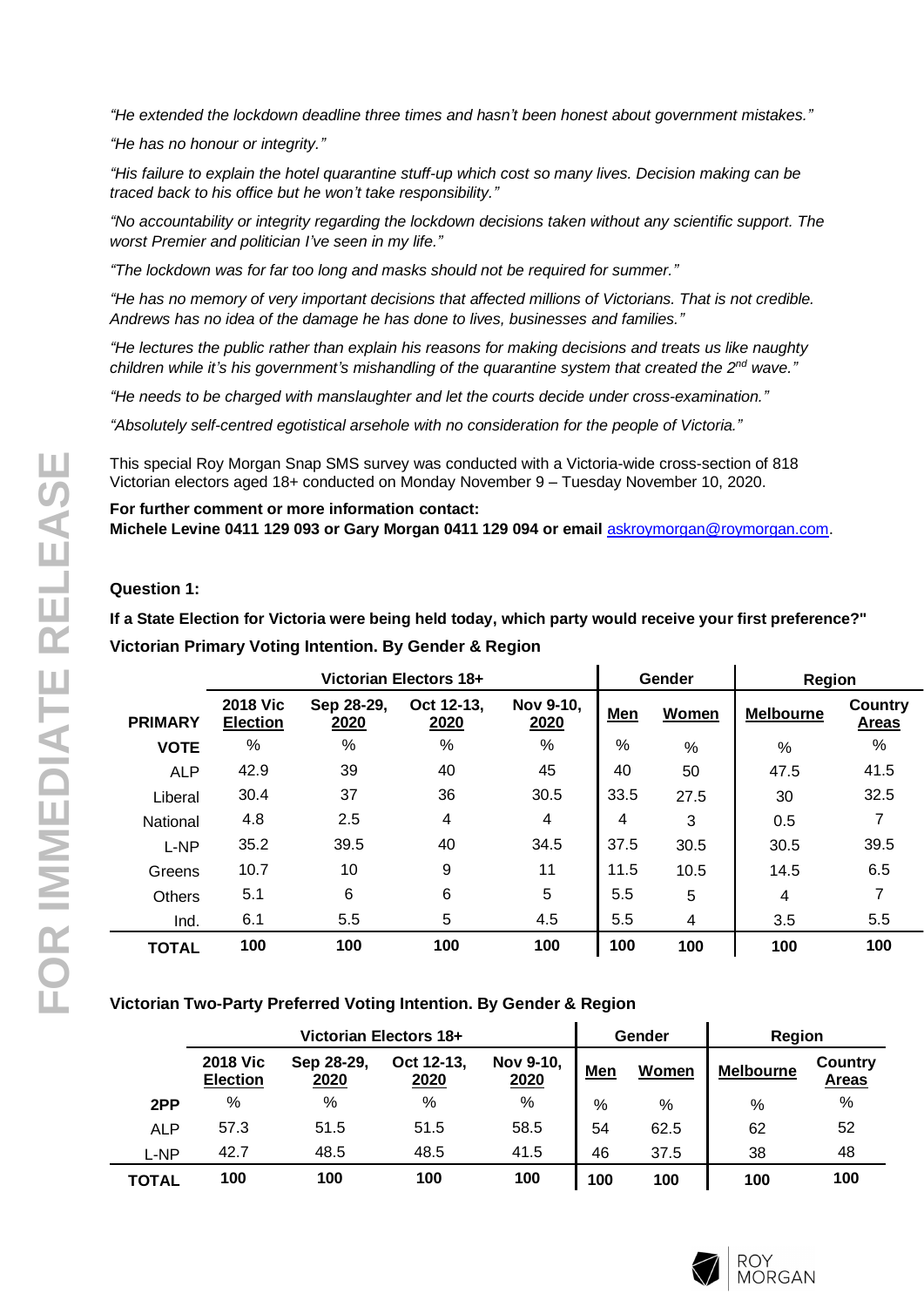*"He extended the lockdown deadline three times and hasn't been honest about government mistakes."*

*"He has no honour or integrity."*

*"His failure to explain the hotel quarantine stuff-up which cost so many lives. Decision making can be traced back to his office but he won't take responsibility."*

*"No accountability or integrity regarding the lockdown decisions taken without any scientific support. The worst Premier and politician I've seen in my life."*

*"The lockdown was for far too long and masks should not be required for summer."*

*"He has no memory of very important decisions that affected millions of Victorians. That is not credible. Andrews has no idea of the damage he has done to lives, businesses and families."*

*"He lectures the public rather than explain his reasons for making decisions and treats us like naughty children while it's his government's mishandling of the quarantine system that created the 2nd wave."*

*"He needs to be charged with manslaughter and let the courts decide under cross-examination."*

*"Absolutely self-centred egotistical arsehole with no consideration for the people of Victoria."*

This special Roy Morgan Snap SMS survey was conducted with a Victoria-wide cross-section of 818 Victorian electors aged 18+ conducted on Monday November 9 – Tuesday November 10, 2020.

**For further comment or more information contact:**
**Michele Levine 0411 129 093 or Gary Morgan 0411 129 094 or email** askroymorgan@roymorgan.com.

**Question 1:**

**If a State Election for Victoria were being held today, which party would receive your first preference?"**

**Victorian Primary Voting Intention. By Gender & Region**

| | Victorian Electors 18+ | | | | Gender | | Region | |
|---|---|---|---|---|---|---|---|---|
| **PRIMARY** | **2018 Vic Election** | **Sep 28-29, 2020** | **Oct 12-13, 2020** | **Nov 9-10, 2020** | **Men** | **Women** | **Melbourne** | **Country Areas** |
| **VOTE** | % | % | % | % | % | % | % | % |
| ALP | 42.9 | 39 | 40 | 45 | 40 | 50 | 47.5 | 41.5 |
| Liberal | 30.4 | 37 | 36 | 30.5 | 33.5 | 27.5 | 30 | 32.5 |
| National | 4.8 | 2.5 | 4 | 4 | 4 | 3 | 0.5 | 7 |
| L-NP | 35.2 | 39.5 | 40 | 34.5 | 37.5 | 30.5 | 30.5 | 39.5 |
| Greens | 10.7 | 10 | 9 | 11 | 11.5 | 10.5 | 14.5 | 6.5 |
| Others | 5.1 | 6 | 6 | 5 | 5.5 | 5 | 4 | 7 |
| Ind. | 6.1 | 5.5 | 5 | 4.5 | 5.5 | 4 | 3.5 | 5.5 |
| **TOTAL** | **100** | **100** | **100** | **100** | **100** | **100** | **100** | **100** |

**Victorian Two-Party Preferred Voting Intention. By Gender & Region**

| | Victorian Electors 18+ | | | | Gender | | Region | |
|---|---|---|---|---|---|---|---|---|
| | **2018 Vic Election** | **Sep 28-29, 2020** | **Oct 12-13, 2020** | **Nov 9-10, 2020** | **Men** | **Women** | **Melbourne** | **Country Areas** |
| **2PP** | % | % | % | % | % | % | % | % |
| ALP | 57.3 | 51.5 | 51.5 | 58.5 | 54 | 62.5 | 62 | 52 |
| L-NP | 42.7 | 48.5 | 48.5 | 41.5 | 46 | 37.5 | 38 | 48 |
| **TOTAL** | **100** | **100** | **100** | **100** | **100** | **100** | **100** | **100** |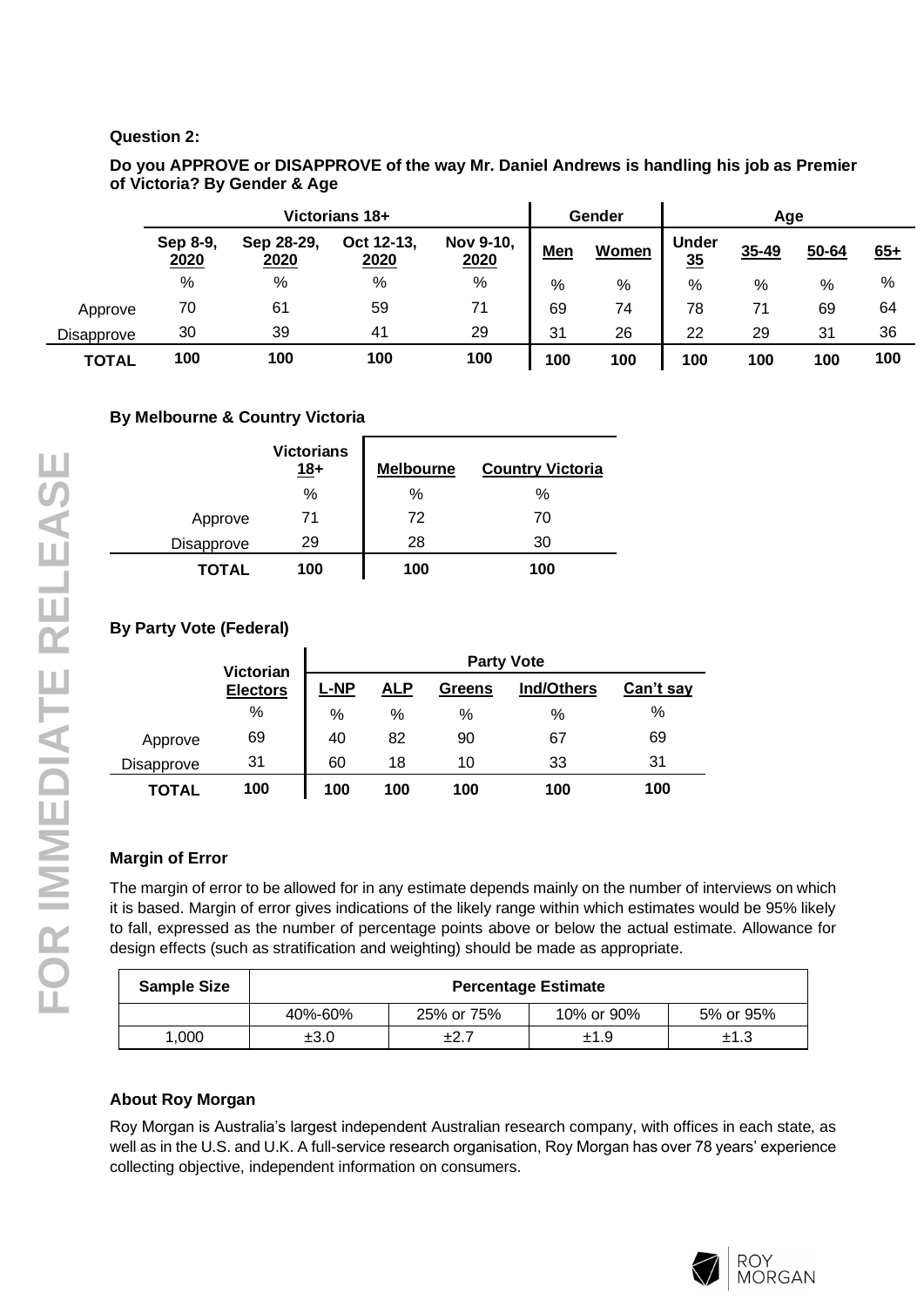**Question 2:**

**Do you APPROVE or DISAPPROVE of the way Mr. Daniel Andrews is handling his job as Premier of Victoria? By Gender & Age**

| | Victorians 18+ | | | | Gender | | Age | | | |
|---|---|---|---|---|---|---|---|---|---|---|
| | Sep 8-9, 2020 | Sep 28-29, 2020 | Oct 12-13, 2020 | Nov 9-10, 2020 | Men | Women | Under 35 | 35-49 | 50-64 | 65+ |
| | % | % | % | % | % | % | % | % | % | % |
| Approve | 70 | 61 | 59 | 71 | 69 | 74 | 78 | 71 | 69 | 64 |
| Disapprove | 30 | 39 | 41 | 29 | 31 | 26 | 22 | 29 | 31 | 36 |
| **TOTAL** | **100** | **100** | **100** | **100** | **100** | **100** | **100** | **100** | **100** | **100** |

**By Melbourne & Country Victoria**

| | Victorians 18+ | Melbourne | Country Victoria |
|---|---|---|---|
| | % | % | % |
| Approve | 71 | 72 | 70 |
| Disapprove | 29 | 28 | 30 |
| **TOTAL** | **100** | **100** | **100** |

**By Party Vote (Federal)**

| | Victorian Electors | Party Vote | | | | |
|---|---|---|---|---|---|---|
| | | L-NP | ALP | Greens | Ind/Others | Can't say |
| | % | % | % | % | % | % |
| Approve | 69 | 40 | 82 | 90 | 67 | 69 |
| Disapprove | 31 | 60 | 18 | 10 | 33 | 31 |
| **TOTAL** | **100** | **100** | **100** | **100** | **100** | **100** |

**Margin of Error**

The margin of error to be allowed for in any estimate depends mainly on the number of interviews on which it is based. Margin of error gives indications of the likely range within which estimates would be 95% likely to fall, expressed as the number of percentage points above or below the actual estimate. Allowance for design effects (such as stratification and weighting) should be made as appropriate.

| Sample Size | Percentage Estimate | | | |
|---|---|---|---|---|
| | 40%-60% | 25% or 75% | 10% or 90% | 5% or 95% |
| 1,000 | ±3.0 | ±2.7 | ±1.9 | ±1.3 |

**About Roy Morgan**

Roy Morgan is Australia's largest independent Australian research company, with offices in each state, as well as in the U.S. and U.K. A full-service research organisation, Roy Morgan has over 78 years' experience collecting objective, independent information on consumers.